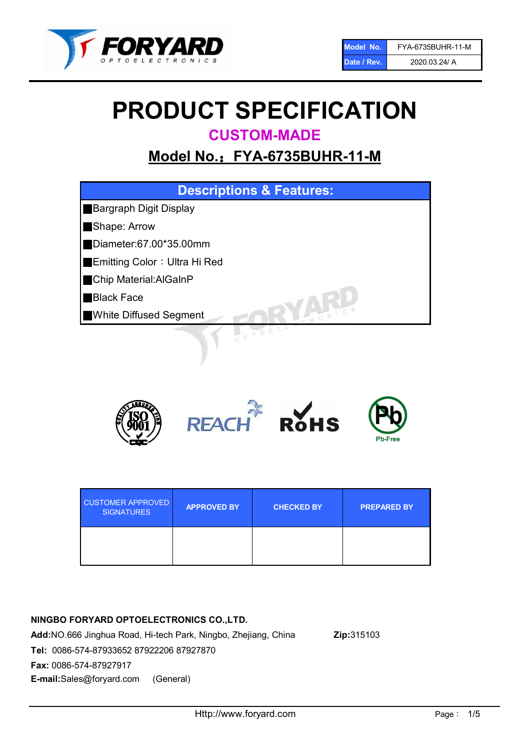| Model No. | FYA-6735BUHR-11-M |
| --- | --- |
| Date / Rev. | 2020.03.24/ A |

# PRODUCT SPECIFICATION

## CUSTOM-MADE

## Model No.：FYA-6735BUHR-11-M

| Descriptions & Features: |
| --- |
| ■Bargraph Digit Display |
| ■Shape: Arrow |
| ■Diameter:67.00*35.00mm |
| ■Emitting Color：Ultra Hi Red |
| ■Chip Material:AlGaInP |
| ■Black Face |
| ■White Diffused Segment |

| CUSTOMER APPROVED SIGNATURES | APPROVED BY | CHECKED BY | PREPARED BY |
| --- | --- | --- | --- |
| | | | |

**NINGBO FORYARD OPTOELECTRONICS CO.,LTD.**

**Add:**NO.666 Jinghua Road, Hi-tech Park, Ningbo, Zhejiang, China **Zip:**315103

**Tel:** 0086-574-87933652 87922206 87927870

**Fax:** 0086-574-87927917

**E-mail:**Sales@foryard.com (General)

Http://www.foryard.com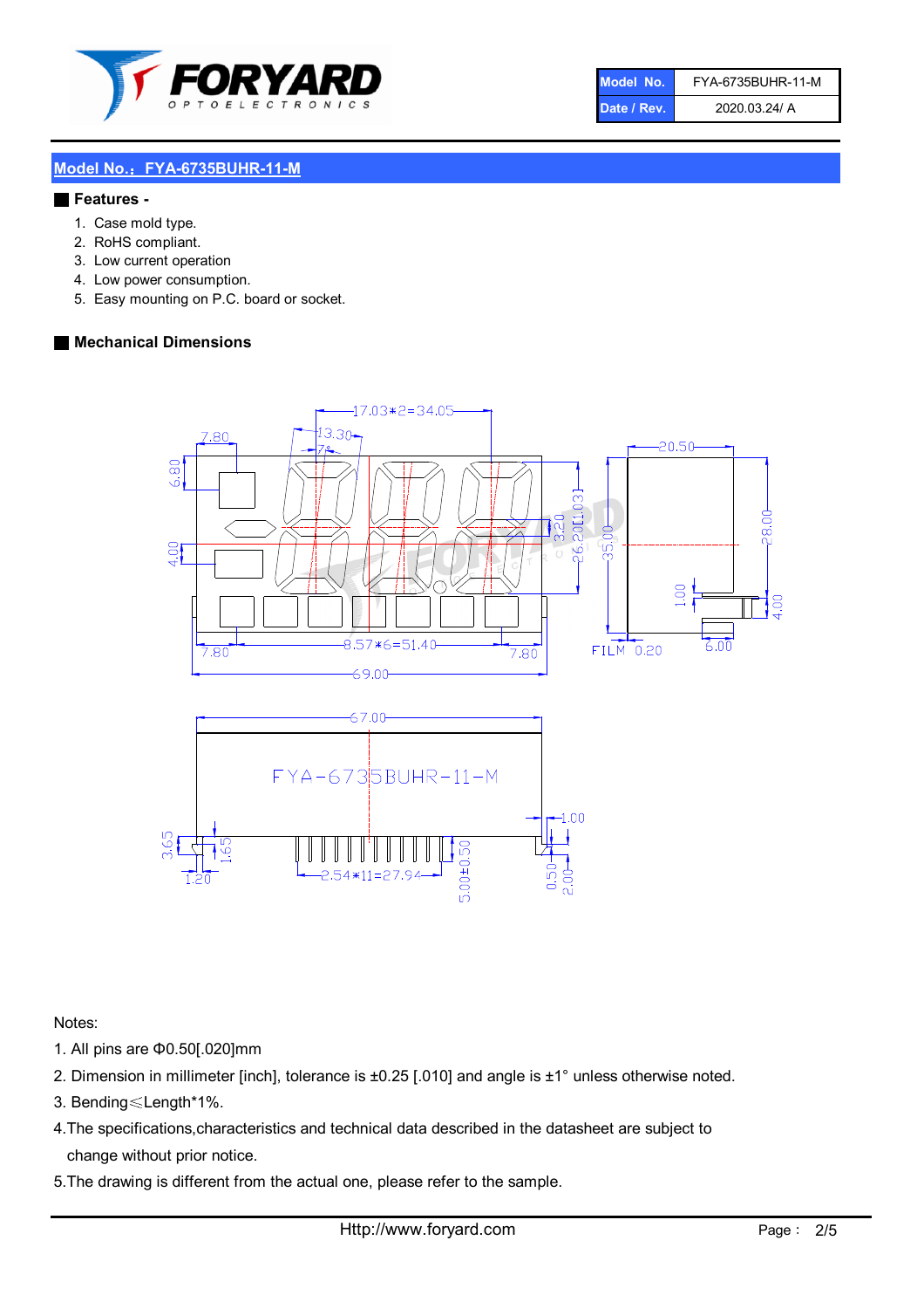| Model No. | FYA-6735BUHR-11-M |
| --- | --- |
| Date / Rev. | 2020.03.24/ A |

## Model No.：FYA-6735BUHR-11-M

### Features -

1. Case mold type.
2. RoHS compliant.
3. Low current operation
4. Low power consumption.
5. Easy mounting on P.C. board or socket.

### Mechanical Dimensions

Notes:

1. All pins are Φ0.50[.020]mm
2. Dimension in millimeter [inch], tolerance is ±0.25 [.010] and angle is ±1° unless otherwise noted.
3. Bending≤Length*1%.
4. The specifications,characteristics and technical data described in the datasheet are subject to change without prior notice.
5. The drawing is different from the actual one, please refer to the sample.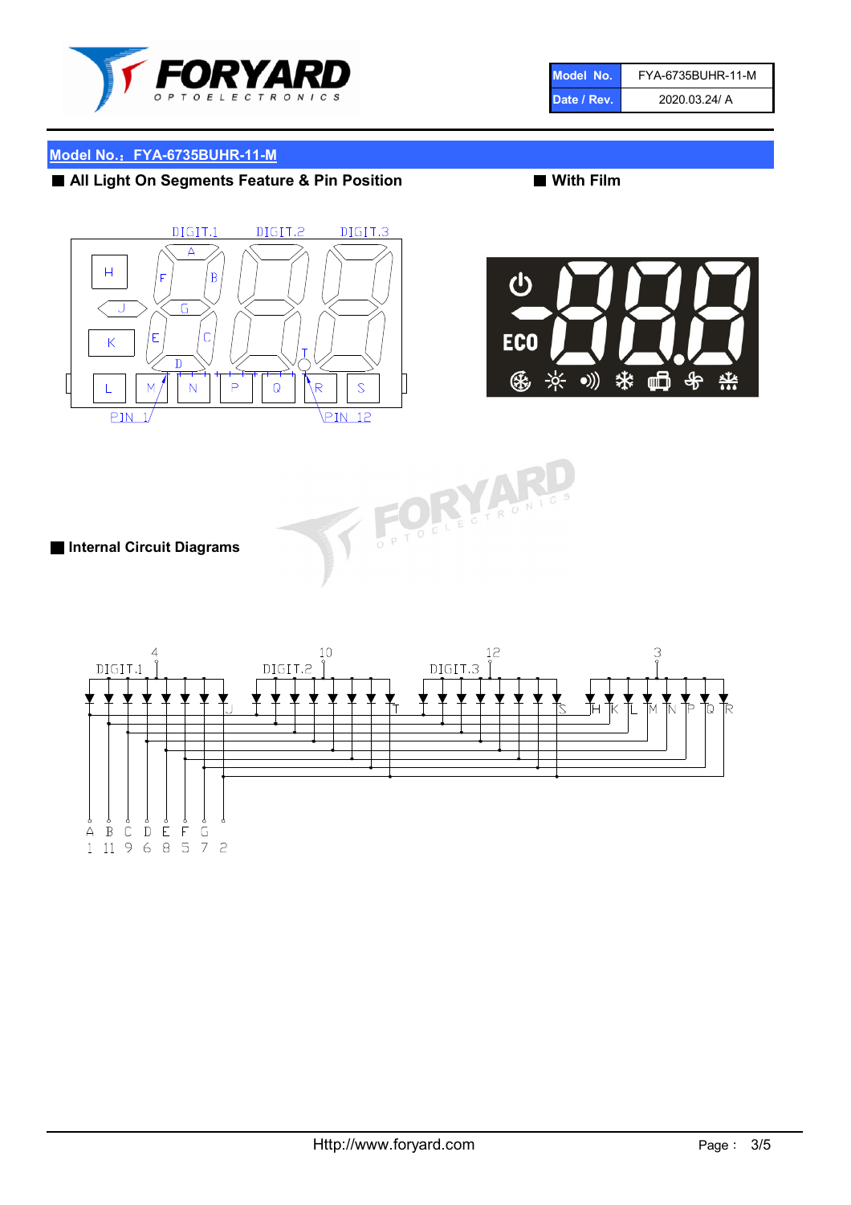| Model No. | FYA-6735BUHR-11-M |
| --- | --- |
| Date / Rev. | 2020.03.24/ A |

## Model No.：FYA-6735BUHR-11-M

■ **All Light On Segments Feature & Pin Position**

■ **With Film**

■ **Internal Circuit Diagrams**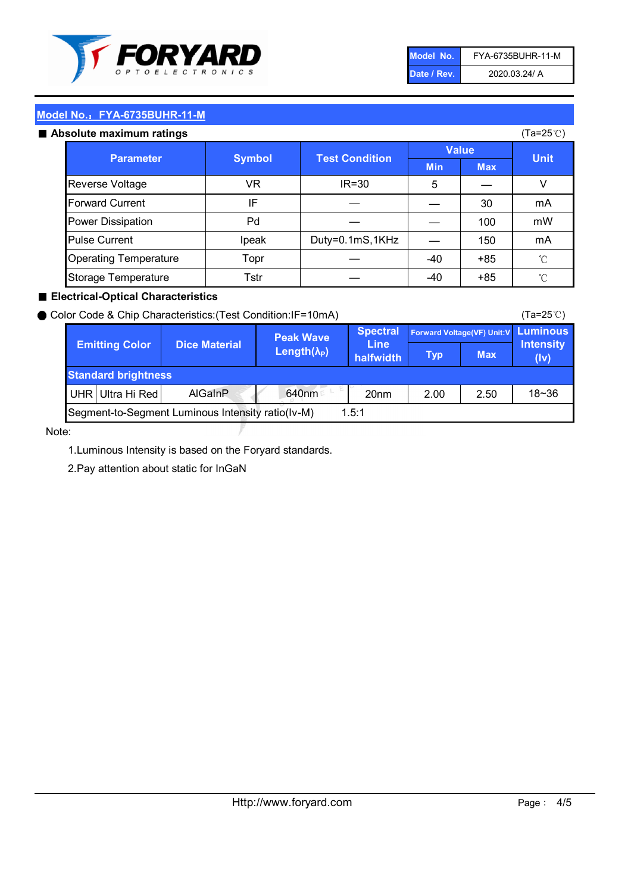| Model No. | FYA-6735BUHR-11-M |
| --- | --- |
| Date / Rev. | 2020.03.24/ A |

## Model No.：FYA-6735BUHR-11-M

### Absolute maximum ratings

(Ta=25℃)

| Parameter | Symbol | Test Condition | Value | | Unit |
| --- | --- | --- | --- | --- | --- |
| | | | Min | Max | |
| Reverse Voltage | VR | IR=30 | 5 | — | V |
| Forward Current | IF | — | — | 30 | mA |
| Power Dissipation | Pd | — | — | 100 | mW |
| Pulse Current | Ipeak | Duty=0.1mS,1KHz | — | 150 | mA |
| Operating Temperature | Topr | — | -40 | +85 | ℃ |
| Storage Temperature | Tstr | — | -40 | +85 | ℃ |

### Electrical-Optical Characteristics

● Color Code & Chip Characteristics:(Test Condition:IF=10mA)

(Ta=25℃)

| Emitting Color | | Dice Material | Peak Wave Length($\lambda_P$) | Spectral Line halfwidth | Forward Voltage(VF) Unit:V | | Luminous Intensity (Iv) |
| --- | --- | --- | --- | --- | --- | --- | --- |
| | | | | | Typ | Max | |
| Standard brightness | | | | | | | |
| UHR | Ultra Hi Red | AlGaInP | 640nm | 20nm | 2.00 | 2.50 | 18~36 |
| Segment-to-Segment Luminous Intensity ratio(Iv-M) | | | 1.5:1 | | | | |

Note:

1.Luminous Intensity is based on the Foryard standards.

2.Pay attention about static for InGaN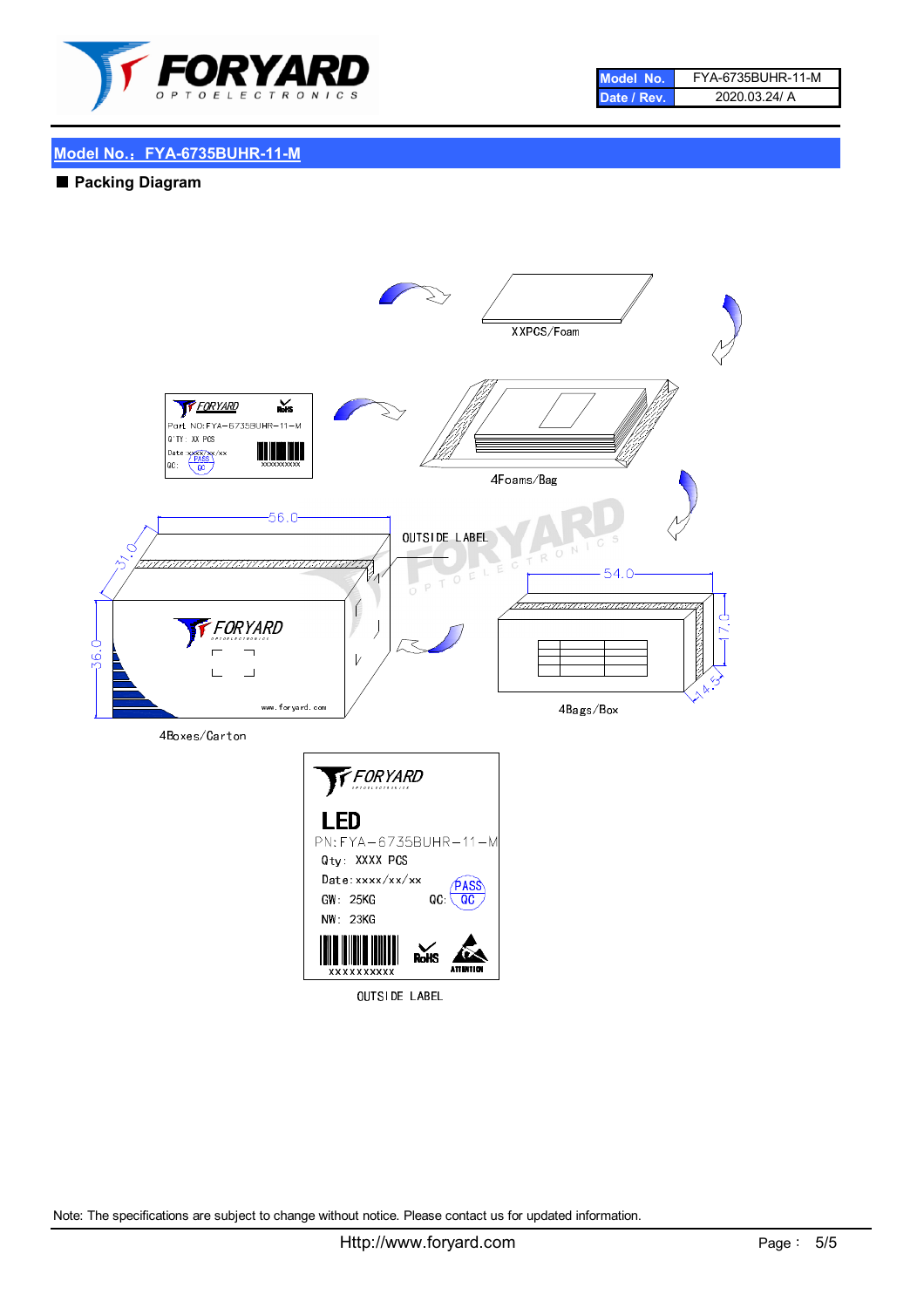| Model No. | FYA-6735BUHR-11-M |
| --- | --- |
| Date / Rev. | 2020.03.24/ A |

## Model No.: FYA-6735BUHR-11-M

■ **Packing Diagram**

XXPCS/Foam

4Foams/Bag

Part NO:FYA-6735BUHR-11-M
Q'TY: XX PCS
Date:xxxx/xx/xx
QC: PASS QC
XXXXXXXXXX

56.0
31.0
36.0
OUTSIDE LABEL
www.foryard.com
4Boxes/Carton

54.0
17.0
14.5
4Bags/Box

FORYARD
LED
PN:FYA-6735BUHR-11-M
Qty: XXXX PCS
Date:xxxx/xx/xx
GW: 25KG
QC: PASS QC
NW: 23KG
XXXXXXXXXX
RoHS
ATTENTION

OUTSIDE LABEL

Note: The specifications are subject to change without notice. Please contact us for updated information.

Http://www.foryard.com